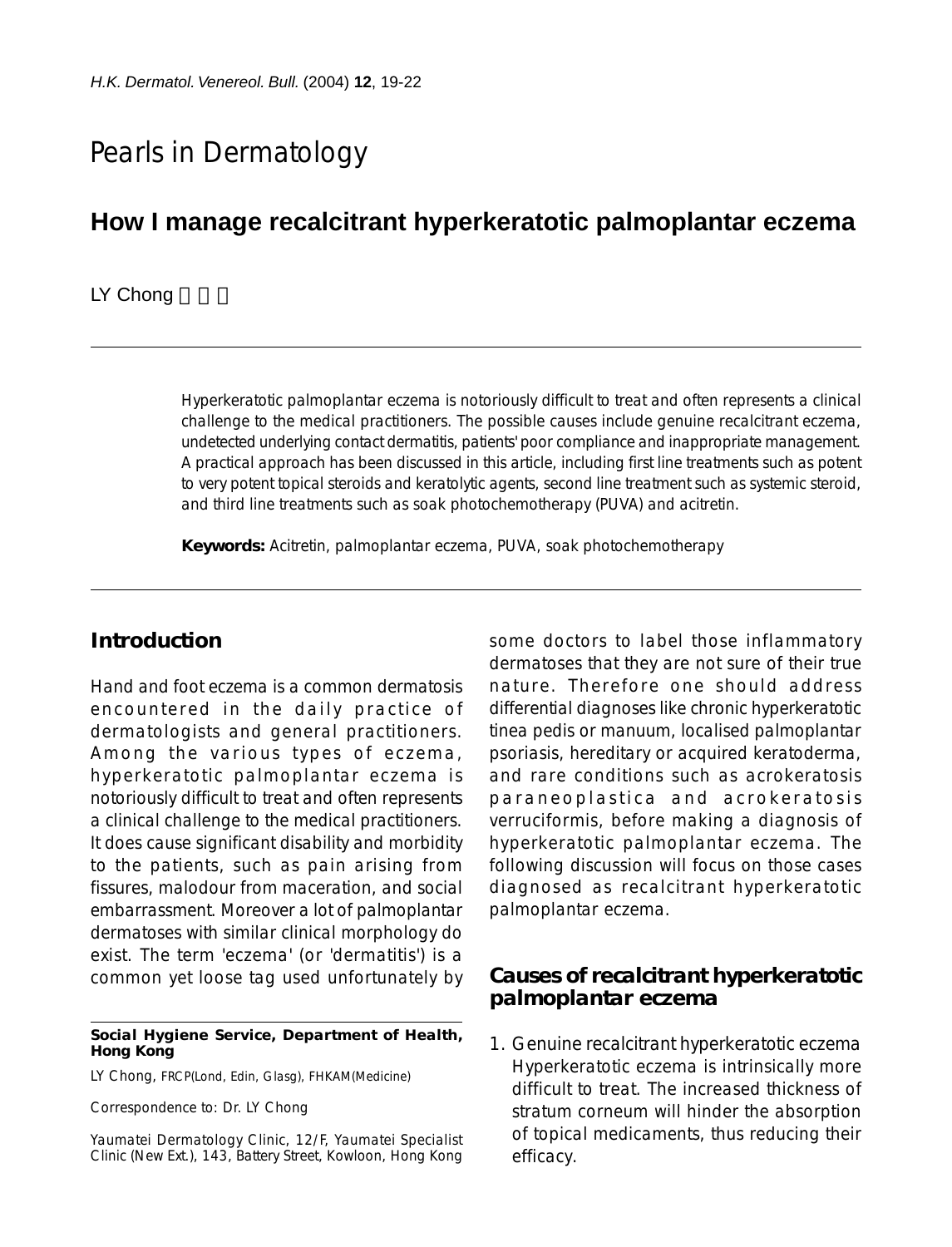# Pearls in Dermatology

## How I manage recalcitrant hyperkeratotic palmoplantar eczema

LY Chong 莊禮賢

Hyperkeratotic palmoplantar eczema is notoriously difficult to treat and often represents a clinical challenge to the medical practitioners. The possible causes include genuine recalcitrant eczema, undetected underlying contact dermatitis, patients' poor compliance and inappropriate management. A practical approach has been discussed in this article, including first line treatments such as potent to very potent topical steroids and keratolytic agents, second line treatment such as systemic steroid, and third line treatments such as soak photochemotherapy (PUVA) and acitretin.

**Keywords:** Acitretin, palmoplantar eczema, PUVA, soak photochemotherapy

## Introduction

Hand and foot eczema is a common dermatosis encountered in the daily practice of dermatologists and general practitioners. Among the various types of eczema, hyperkeratotic palmoplantar eczema is notoriously difficult to treat and often represents a clinical challenge to the medical practitioners. It does cause significant disability and morbidity to the patients, such as pain arising from fissures, malodour from maceration, and social embarrassment. Moreover a lot of palmoplantar dermatoses with similar clinical morphology do exist. The term 'eczema' (or 'dermatitis') is a common yet loose tag used unfortunately by some doctors to label those inflammatory dermatoses that they are not sure of their true nature. Therefore one should address differential diagnoses like chronic hyperkeratotic tinea pedis or manuum, localised palmoplantar psoriasis, hereditary or acquired keratoderma, and rare conditions such as acrokeratosis paraneoplastica and acrokeratosis verruciformis, before making a diagnosis of hyperkeratotic palmoplantar eczema. The following discussion will focus on those cases diagnosed as recalcitrant hyperkeratotic palmoplantar eczema.

## Causes of recalcitrant hyperkeratotic palmoplantar eczema

1. Genuine recalcitrant hyperkeratotic eczema
   Hyperkeratotic eczema is intrinsically more difficult to treat. The increased thickness of stratum corneum will hinder the absorption of topical medicaments, thus reducing their efficacy.

**Social Hygiene Service, Department of Health, Hong Kong**

LY Chong, FRCP(Lond, Edin, Glasg), FHKAM(Medicine)

Correspondence to: Dr. LY Chong

Yaumatei Dermatology Clinic, 12/F, Yaumatei Specialist Clinic (New Ext.), 143, Battery Street, Kowloon, Hong Kong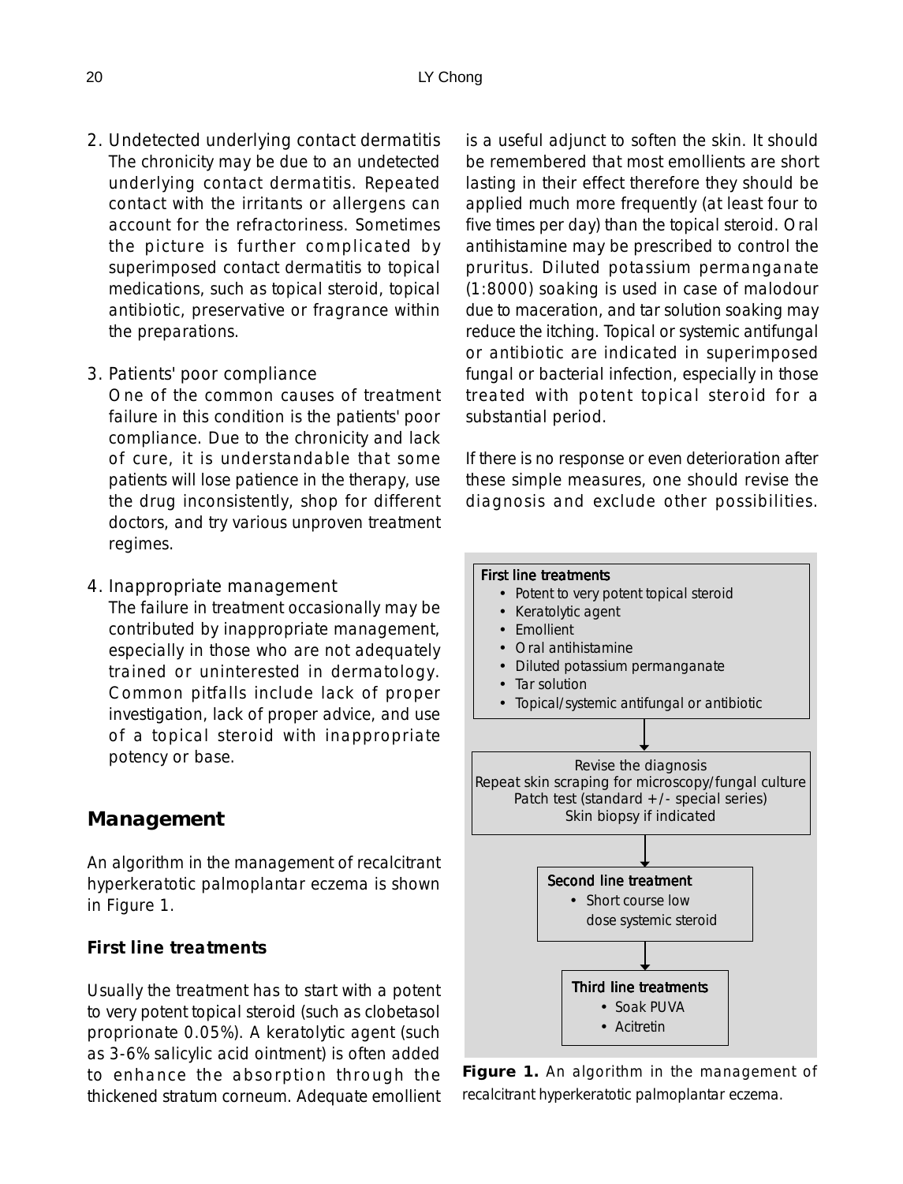2. Undetected underlying contact dermatitis
   The chronicity may be due to an undetected underlying contact dermatitis. Repeated contact with the irritants or allergens can account for the refractoriness. Sometimes the picture is further complicated by superimposed contact dermatitis to topical medications, such as topical steroid, topical antibiotic, preservative or fragrance within the preparations.

3. Patients' poor compliance
   One of the common causes of treatment failure in this condition is the patients' poor compliance. Due to the chronicity and lack of cure, it is understandable that some patients will lose patience in the therapy, use the drug inconsistently, shop for different doctors, and try various unproven treatment regimes.

4. Inappropriate management
   The failure in treatment occasionally may be contributed by inappropriate management, especially in those who are not adequately trained or uninterested in dermatology. Common pitfalls include lack of proper investigation, lack of proper advice, and use of a topical steroid with inappropriate potency or base.

## Management

An algorithm in the management of recalcitrant hyperkeratotic palmoplantar eczema is shown in Figure 1.

### First line treatments

Usually the treatment has to start with a potent to very potent topical steroid (such as clobetasol proprionate 0.05%). A keratolytic agent (such as 3-6% salicylic acid ointment) is often added to enhance the absorption through the thickened stratum corneum. Adequate emollient is a useful adjunct to soften the skin. It should be remembered that most emollients are short lasting in their effect therefore they should be applied much more frequently (at least four to five times per day) than the topical steroid. Oral antihistamine may be prescribed to control the pruritus. Diluted potassium permanganate (1:8000) soaking is used in case of malodour due to maceration, and tar solution soaking may reduce the itching. Topical or systemic antifungal or antibiotic are indicated in superimposed fungal or bacterial infection, especially in those treated with potent topical steroid for a substantial period.

If there is no response or even deterioration after these simple measures, one should revise the diagnosis and exclude other possibilities.

**First line treatments**
- Potent to very potent topical steroid
- Keratolytic agent
- Emollient
- Oral antihistamine
- Diluted potassium permanganate
- Tar solution
- Topical/systemic antifungal or antibiotic

↓

Revise the diagnosis
Repeat skin scraping for microscopy/fungal culture
Patch test (standard +/- special series)
Skin biopsy if indicated

↓

**Second line treatment**
- Short course low dose systemic steroid

↓

**Third line treatments**
- Soak PUVA
- Acitretin

**Figure 1.** An algorithm in the management of recalcitrant hyperkeratotic palmoplantar eczema.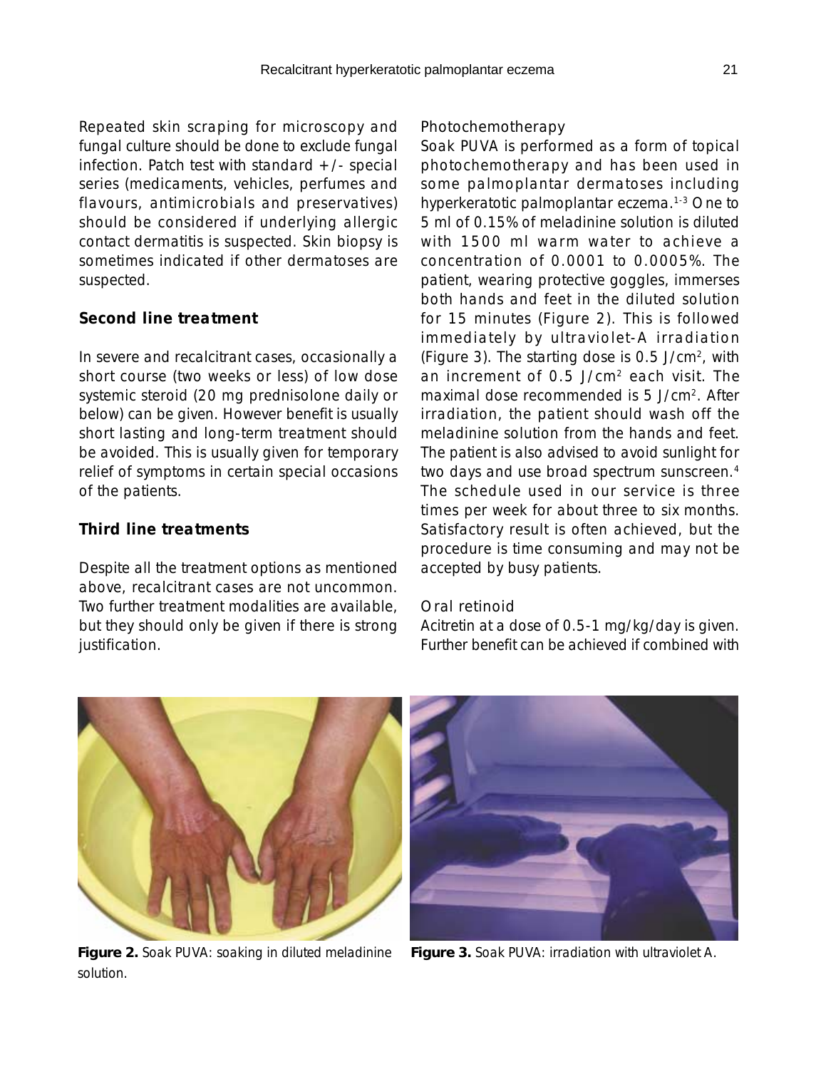Repeated skin scraping for microscopy and fungal culture should be done to exclude fungal infection. Patch test with standard +/- special series (medicaments, vehicles, perfumes and flavours, antimicrobials and preservatives) should be considered if underlying allergic contact dermatitis is suspected. Skin biopsy is sometimes indicated if other dermatoses are suspected.

## Second line treatment

In severe and recalcitrant cases, occasionally a short course (two weeks or less) of low dose systemic steroid (20 mg prednisolone daily or below) can be given. However benefit is usually short lasting and long-term treatment should be avoided. This is usually given for temporary relief of symptoms in certain special occasions of the patients.

## Third line treatments

Despite all the treatment options as mentioned above, recalcitrant cases are not uncommon. Two further treatment modalities are available, but they should only be given if there is strong justification.

### Photochemotherapy

Soak PUVA is performed as a form of topical photochemotherapy and has been used in some palmoplantar dermatoses including hyperkeratotic palmoplantar eczema.[1-3] One to 5 ml of 0.15% of meladinine solution is diluted with 1500 ml warm water to achieve a concentration of 0.0001 to 0.0005%. The patient, wearing protective goggles, immerses both hands and feet in the diluted solution for 15 minutes (Figure 2). This is followed immediately by ultraviolet-A irradiation (Figure 3). The starting dose is 0.5 J/cm$^2$, with an increment of 0.5 J/cm$^2$ each visit. The maximal dose recommended is 5 J/cm$^2$. After irradiation, the patient should wash off the meladinine solution from the hands and feet. The patient is also advised to avoid sunlight for two days and use broad spectrum sunscreen.[4] The schedule used in our service is three times per week for about three to six months. Satisfactory result is often achieved, but the procedure is time consuming and may not be accepted by busy patients.

### Oral retinoid

Acitretin at a dose of 0.5-1 mg/kg/day is given. Further benefit can be achieved if combined with

**Figure 2.** Soak PUVA: soaking in diluted meladinine solution.

**Figure 3.** Soak PUVA: irradiation with ultraviolet A.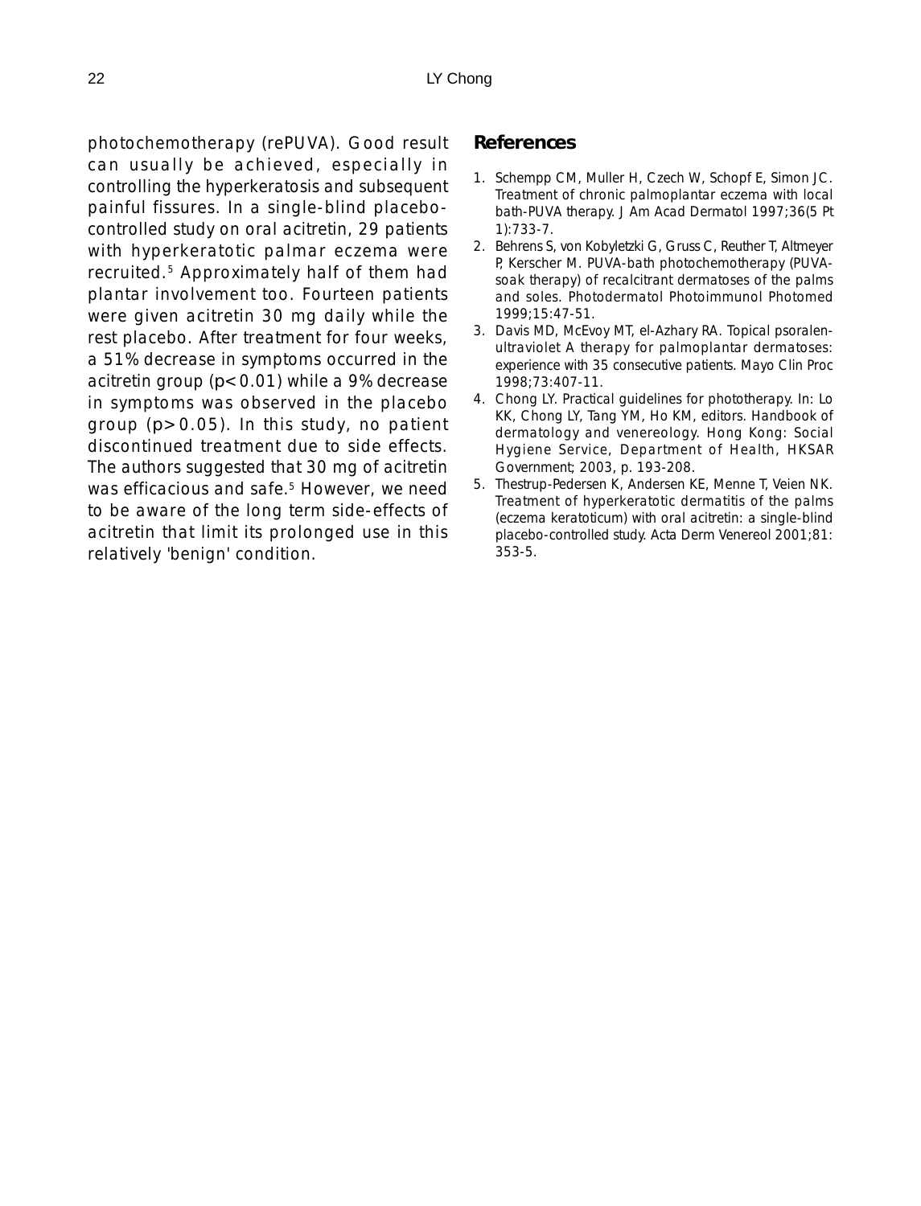photochemotherapy (rePUVA). Good result can usually be achieved, especially in controlling the hyperkeratosis and subsequent painful fissures. In a single-blind placebo-controlled study on oral acitretin, 29 patients with hyperkeratotic palmar eczema were recruited.[5] Approximately half of them had plantar involvement too. Fourteen patients were given acitretin 30 mg daily while the rest placebo. After treatment for four weeks, a 51% decrease in symptoms occurred in the acitretin group ($p<0.01$) while a 9% decrease in symptoms was observed in the placebo group ($p>0.05$). In this study, no patient discontinued treatment due to side effects. The authors suggested that 30 mg of acitretin was efficacious and safe.[5] However, we need to be aware of the long term side-effects of acitretin that limit its prolonged use in this relatively 'benign' condition.

## References

1. Schempp CM, Muller H, Czech W, Schopf E, Simon JC. Treatment of chronic palmoplantar eczema with local bath-PUVA therapy. J Am Acad Dermatol 1997;36(5 Pt 1):733-7.
2. Behrens S, von Kobyletzki G, Gruss C, Reuther T, Altmeyer P, Kerscher M. PUVA-bath photochemotherapy (PUVA-soak therapy) of recalcitrant dermatoses of the palms and soles. Photodermatol Photoimmunol Photomed 1999;15:47-51.
3. Davis MD, McEvoy MT, el-Azhary RA. Topical psoralen-ultraviolet A therapy for palmoplantar dermatoses: experience with 35 consecutive patients. Mayo Clin Proc 1998;73:407-11.
4. Chong LY. Practical guidelines for phototherapy. In: Lo KK, Chong LY, Tang YM, Ho KM, editors. Handbook of dermatology and venereology. Hong Kong: Social Hygiene Service, Department of Health, HKSAR Government; 2003, p. 193-208.
5. Thestrup-Pedersen K, Andersen KE, Menne T, Veien NK. Treatment of hyperkeratotic dermatitis of the palms (eczema keratoticum) with oral acitretin: a single-blind placebo-controlled study. Acta Derm Venereol 2001;81:353-5.